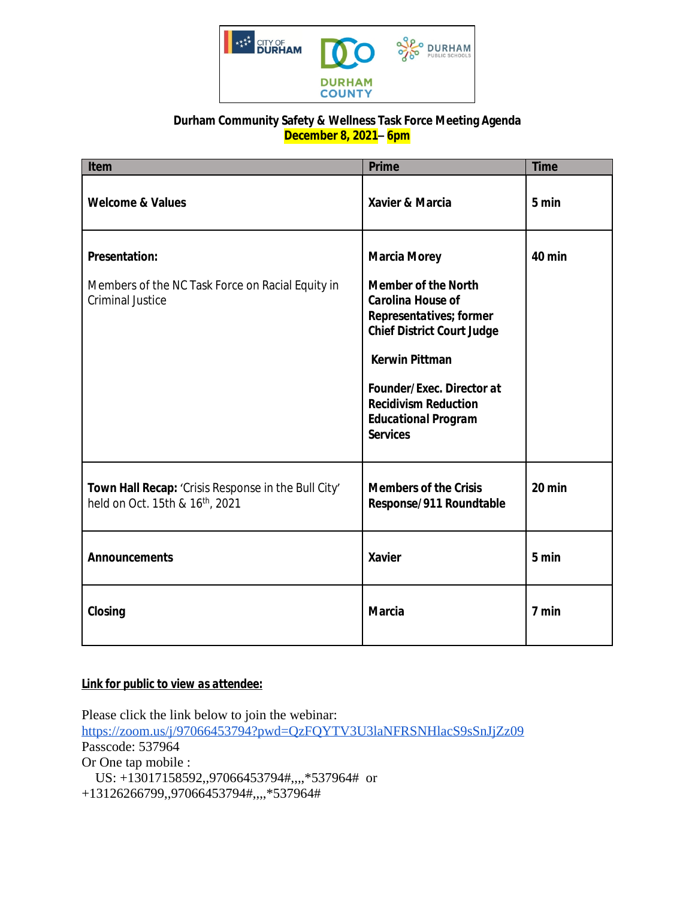**Durham Community Safety & Wellness Task Force Meeting Agenda**
**December 8, 2021– 6pm**

| Item | Prime | Time |
|---|---|---|
| **Welcome & Values** | **Xavier & Marcia** | **5 min** |
| **Presentation:**<br><br>Members of the NC Task Force on Racial Equity in Criminal Justice | **Marcia Morey**<br><br>**Member of the North Carolina House of Representatives; former Chief District Court Judge**<br><br>**Kerwin Pittman**<br><br>**Founder/Exec. Director at Recidivism Reduction Educational Program Services** | **40 min** |
| **Town Hall Recap:** 'Crisis Response in the Bull City' held on Oct. 15th & 16th, 2021 | **Members of the Crisis Response/911 Roundtable** | **20 min** |
| **Announcements** | **Xavier** | **5 min** |
| **Closing** | **Marcia** | **7 min** |

**Link for public to view as attendee:**

Please click the link below to join the webinar:
https://zoom.us/j/97066453794?pwd=QzFQYTV3U3laNFRSNHlacS9sSnJjZz09
Passcode: 537964
Or One tap mobile :
US: +13017158592,,97066453794#,,,,*537964# or
+13126266799,,97066453794#,,,,*537964#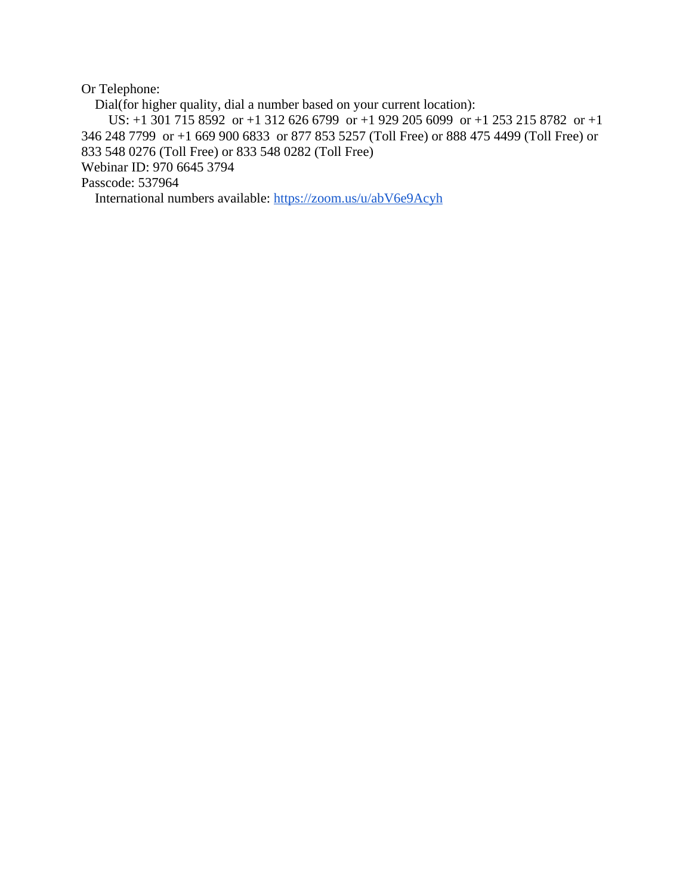Or Telephone:

Dial(for higher quality, dial a number based on your current location):

US: +1 301 715 8592 or +1 312 626 6799 or +1 929 205 6099 or +1 253 215 8782 or +1 346 248 7799 or +1 669 900 6833 or 877 853 5257 (Toll Free) or 888 475 4499 (Toll Free) or 833 548 0276 (Toll Free) or 833 548 0282 (Toll Free)

Webinar ID: 970 6645 3794

Passcode: 537964

International numbers available: [https://zoom.us/u/abV6e9Acyh](https://zoom.us/u/abV6e9Acyh)